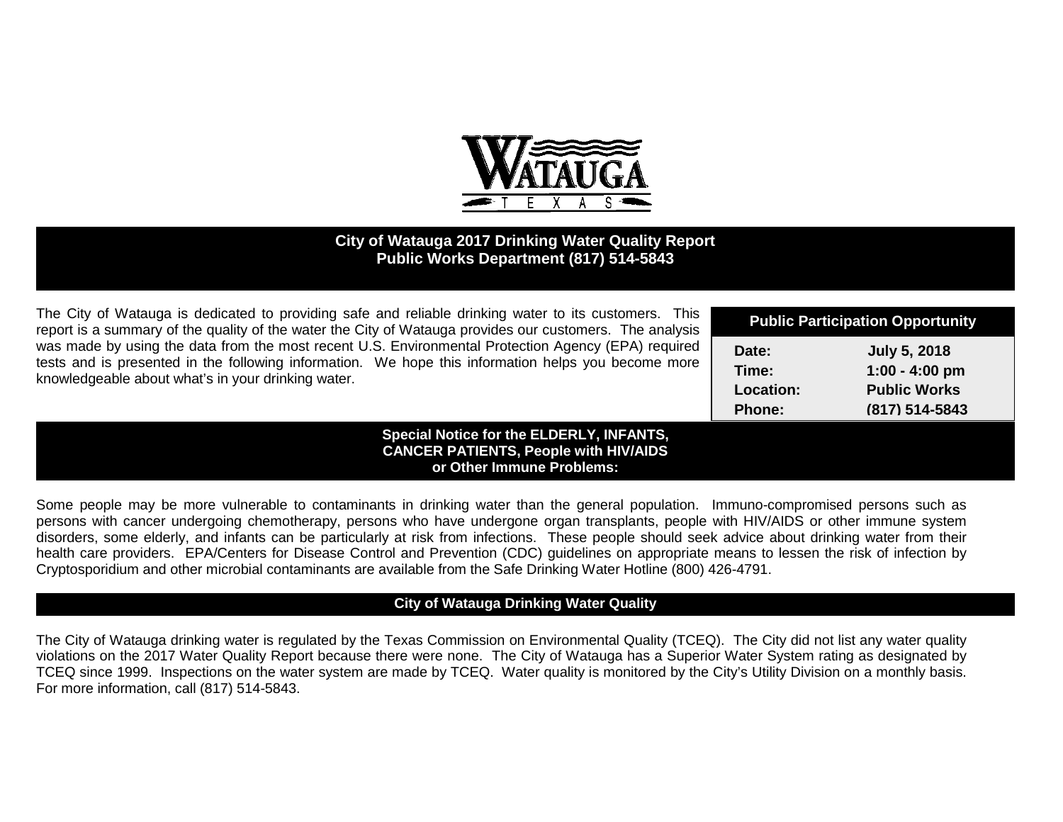# City of Watauga 2017 Drinking Water Quality Report
**Public Works Department (817) 514-5843**

The City of Watauga is dedicated to providing safe and reliable drinking water to its customers. This report is a summary of the quality of the water the City of Watauga provides our customers. The analysis was made by using the data from the most recent U.S. Environmental Protection Agency (EPA) required tests and is presented in the following information. We hope this information helps you become more knowledgeable about what's in your drinking water.

| Public Participation Opportunity | |
|---|---|
| **Date:** | **July 5, 2018** |
| **Time:** | **1:00 - 4:00 pm** |
| **Location:** | **Public Works** |
| **Phone:** | **(817) 514-5843** |

## Special Notice for the ELDERLY, INFANTS, CANCER PATIENTS, People with HIV/AIDS or Other Immune Problems:

Some people may be more vulnerable to contaminants in drinking water than the general population. Immuno-compromised persons such as persons with cancer undergoing chemotherapy, persons who have undergone organ transplants, people with HIV/AIDS or other immune system disorders, some elderly, and infants can be particularly at risk from infections. These people should seek advice about drinking water from their health care providers. EPA/Centers for Disease Control and Prevention (CDC) guidelines on appropriate means to lessen the risk of infection by Cryptosporidium and other microbial contaminants are available from the Safe Drinking Water Hotline (800) 426-4791.

## City of Watauga Drinking Water Quality

The City of Watauga drinking water is regulated by the Texas Commission on Environmental Quality (TCEQ). The City did not list any water quality violations on the 2017 Water Quality Report because there were none. The City of Watauga has a Superior Water System rating as designated by TCEQ since 1999. Inspections on the water system are made by TCEQ. Water quality is monitored by the City's Utility Division on a monthly basis. For more information, call (817) 514-5843.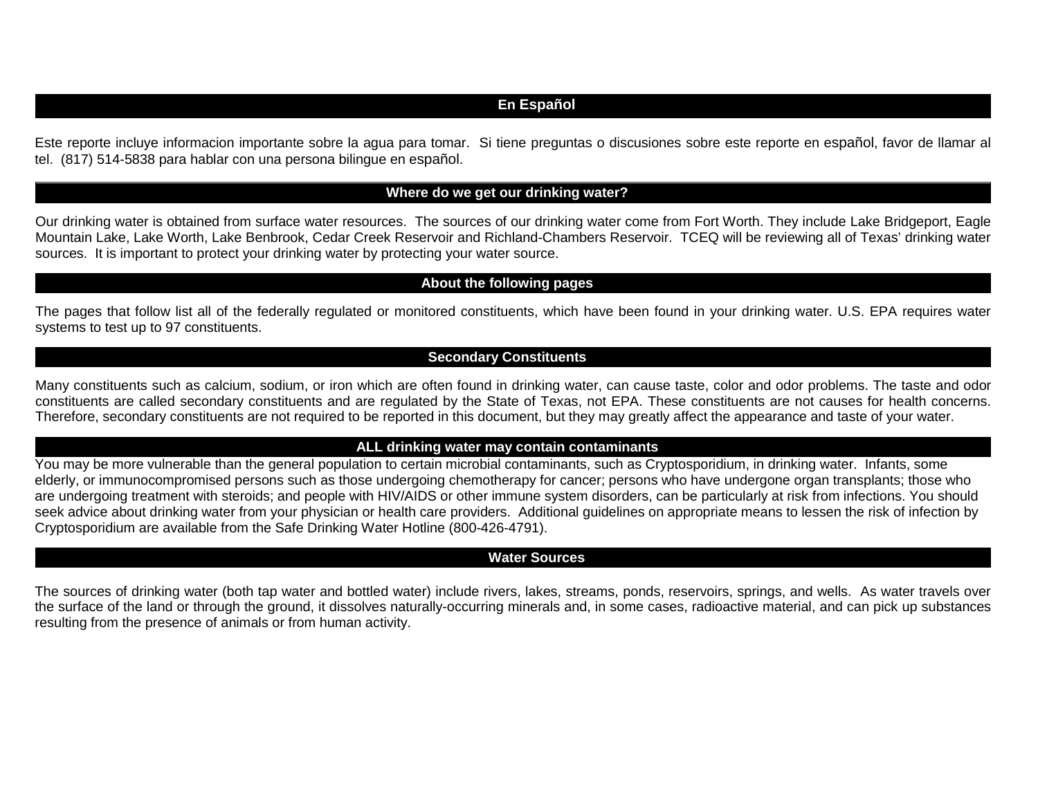## En Español

Este reporte incluye informacion importante sobre la agua para tomar. Si tiene preguntas o discusiones sobre este reporte en español, favor de llamar al tel. (817) 514-5838 para hablar con una persona bilingue en español.

## Where do we get our drinking water?

Our drinking water is obtained from surface water resources. The sources of our drinking water come from Fort Worth. They include Lake Bridgeport, Eagle Mountain Lake, Lake Worth, Lake Benbrook, Cedar Creek Reservoir and Richland-Chambers Reservoir. TCEQ will be reviewing all of Texas' drinking water sources. It is important to protect your drinking water by protecting your water source.

## About the following pages

The pages that follow list all of the federally regulated or monitored constituents, which have been found in your drinking water. U.S. EPA requires water systems to test up to 97 constituents.

## Secondary Constituents

Many constituents such as calcium, sodium, or iron which are often found in drinking water, can cause taste, color and odor problems. The taste and odor constituents are called secondary constituents and are regulated by the State of Texas, not EPA. These constituents are not causes for health concerns. Therefore, secondary constituents are not required to be reported in this document, but they may greatly affect the appearance and taste of your water.

## ALL drinking water may contain contaminants

You may be more vulnerable than the general population to certain microbial contaminants, such as Cryptosporidium, in drinking water. Infants, some elderly, or immunocompromised persons such as those undergoing chemotherapy for cancer; persons who have undergone organ transplants; those who are undergoing treatment with steroids; and people with HIV/AIDS or other immune system disorders, can be particularly at risk from infections. You should seek advice about drinking water from your physician or health care providers. Additional guidelines on appropriate means to lessen the risk of infection by Cryptosporidium are available from the Safe Drinking Water Hotline (800-426-4791).

## Water Sources

The sources of drinking water (both tap water and bottled water) include rivers, lakes, streams, ponds, reservoirs, springs, and wells. As water travels over the surface of the land or through the ground, it dissolves naturally-occurring minerals and, in some cases, radioactive material, and can pick up substances resulting from the presence of animals or from human activity.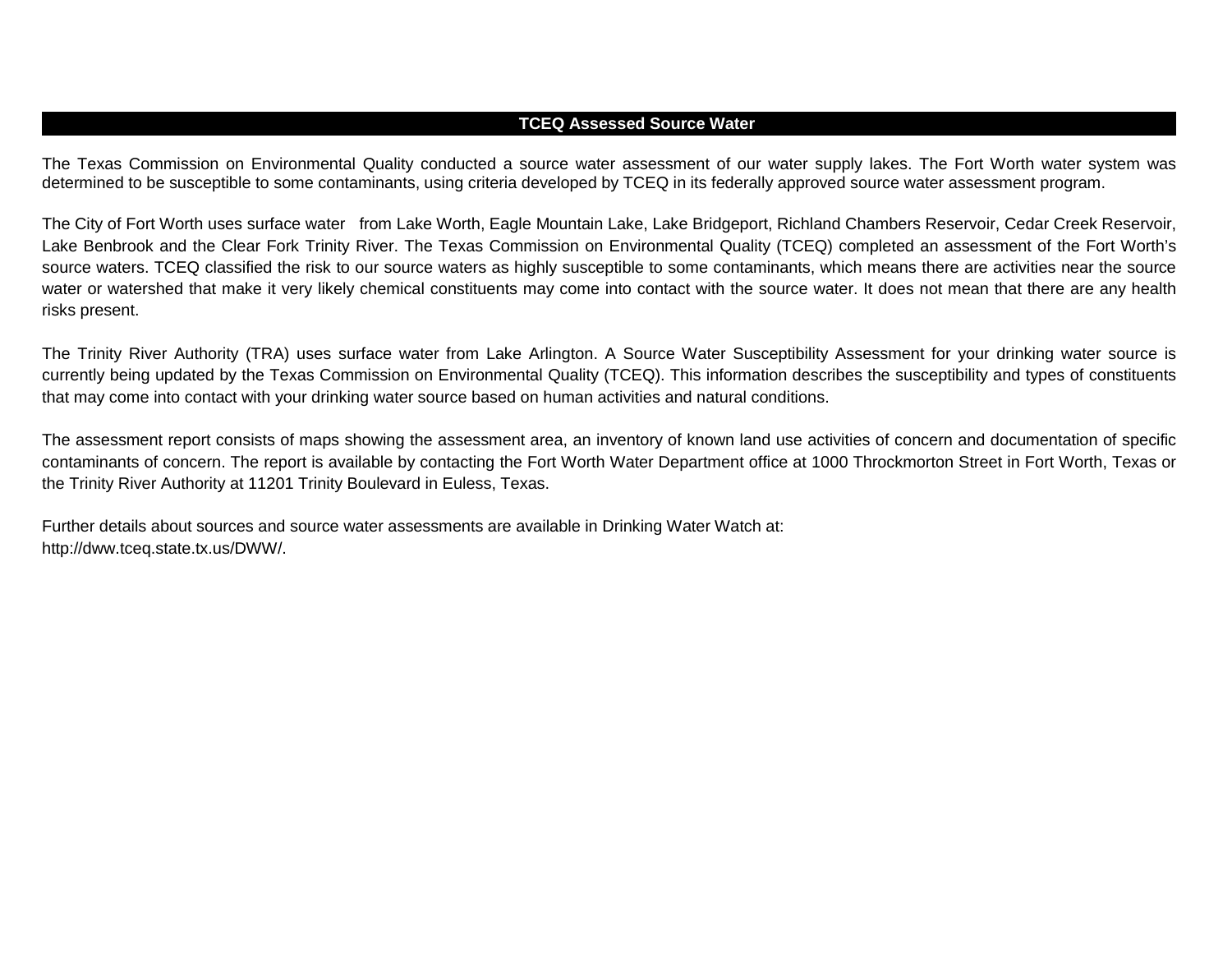## TCEQ Assessed Source Water

The Texas Commission on Environmental Quality conducted a source water assessment of our water supply lakes. The Fort Worth water system was determined to be susceptible to some contaminants, using criteria developed by TCEQ in its federally approved source water assessment program.

The City of Fort Worth uses surface water from Lake Worth, Eagle Mountain Lake, Lake Bridgeport, Richland Chambers Reservoir, Cedar Creek Reservoir, Lake Benbrook and the Clear Fork Trinity River. The Texas Commission on Environmental Quality (TCEQ) completed an assessment of the Fort Worth's source waters. TCEQ classified the risk to our source waters as highly susceptible to some contaminants, which means there are activities near the source water or watershed that make it very likely chemical constituents may come into contact with the source water. It does not mean that there are any health risks present.

The Trinity River Authority (TRA) uses surface water from Lake Arlington. A Source Water Susceptibility Assessment for your drinking water source is currently being updated by the Texas Commission on Environmental Quality (TCEQ). This information describes the susceptibility and types of constituents that may come into contact with your drinking water source based on human activities and natural conditions.

The assessment report consists of maps showing the assessment area, an inventory of known land use activities of concern and documentation of specific contaminants of concern. The report is available by contacting the Fort Worth Water Department office at 1000 Throckmorton Street in Fort Worth, Texas or the Trinity River Authority at 11201 Trinity Boulevard in Euless, Texas.

Further details about sources and source water assessments are available in Drinking Water Watch at:
http://dww.tceq.state.tx.us/DWW/.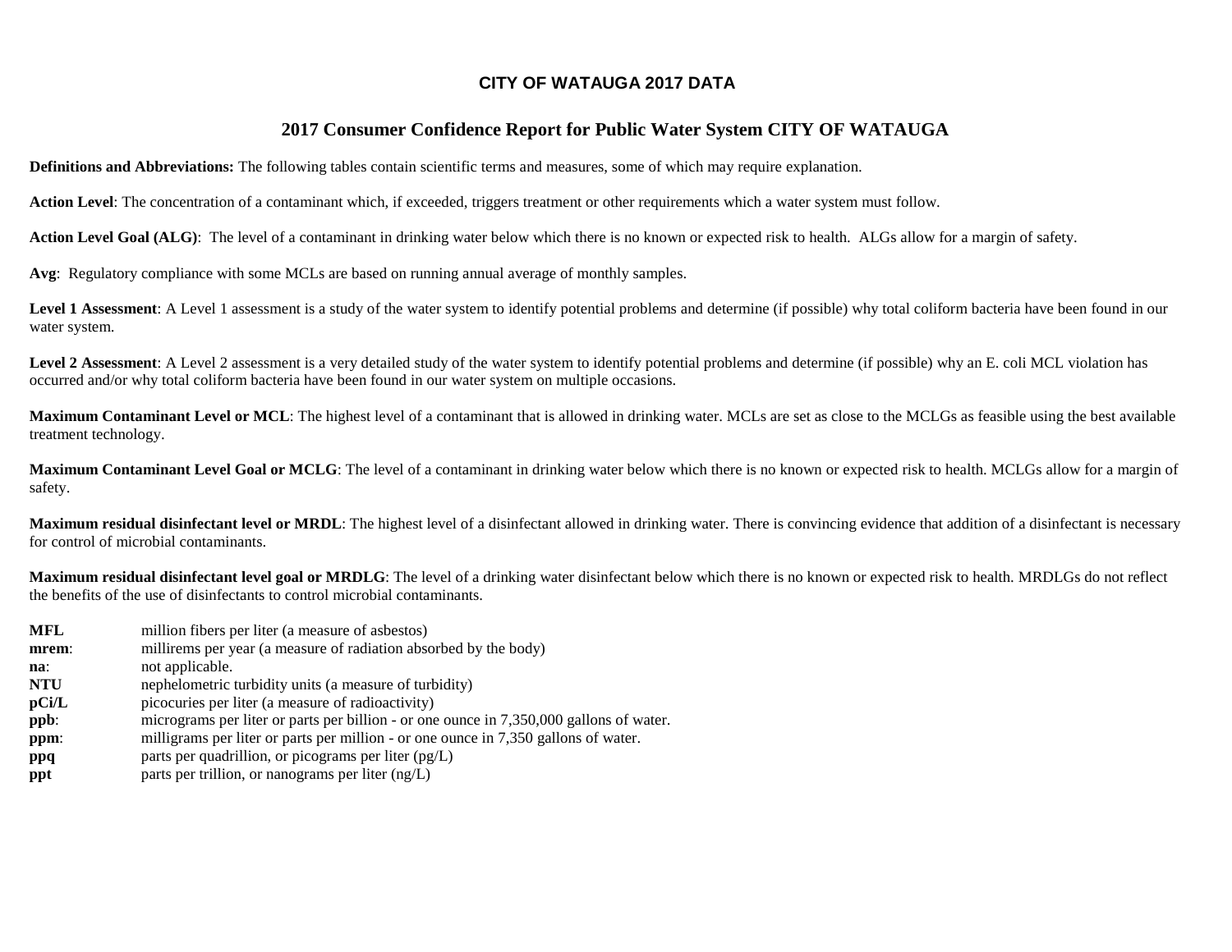## CITY OF WATAUGA 2017 DATA

## 2017 Consumer Confidence Report for Public Water System CITY OF WATAUGA

**Definitions and Abbreviations:** The following tables contain scientific terms and measures, some of which may require explanation.

**Action Level**: The concentration of a contaminant which, if exceeded, triggers treatment or other requirements which a water system must follow.

**Action Level Goal (ALG)**: The level of a contaminant in drinking water below which there is no known or expected risk to health. ALGs allow for a margin of safety.

**Avg**: Regulatory compliance with some MCLs are based on running annual average of monthly samples.

**Level 1 Assessment**: A Level 1 assessment is a study of the water system to identify potential problems and determine (if possible) why total coliform bacteria have been found in our water system.

**Level 2 Assessment**: A Level 2 assessment is a very detailed study of the water system to identify potential problems and determine (if possible) why an E. coli MCL violation has occurred and/or why total coliform bacteria have been found in our water system on multiple occasions.

**Maximum Contaminant Level or MCL**: The highest level of a contaminant that is allowed in drinking water. MCLs are set as close to the MCLGs as feasible using the best available treatment technology.

**Maximum Contaminant Level Goal or MCLG**: The level of a contaminant in drinking water below which there is no known or expected risk to health. MCLGs allow for a margin of safety.

**Maximum residual disinfectant level or MRDL**: The highest level of a disinfectant allowed in drinking water. There is convincing evidence that addition of a disinfectant is necessary for control of microbial contaminants.

**Maximum residual disinfectant level goal or MRDLG**: The level of a drinking water disinfectant below which there is no known or expected risk to health. MRDLGs do not reflect the benefits of the use of disinfectants to control microbial contaminants.

| | |
|---|---|
| **MFL** | million fibers per liter (a measure of asbestos) |
| **mrem**: | millirems per year (a measure of radiation absorbed by the body) |
| **na**: | not applicable. |
| **NTU** | nephelometric turbidity units (a measure of turbidity) |
| **pCi/L** | picocuries per liter (a measure of radioactivity) |
| **ppb**: | micrograms per liter or parts per billion - or one ounce in 7,350,000 gallons of water. |
| **ppm**: | milligrams per liter or parts per million - or one ounce in 7,350 gallons of water. |
| **ppq** | parts per quadrillion, or picograms per liter (pg/L) |
| **ppt** | parts per trillion, or nanograms per liter (ng/L) |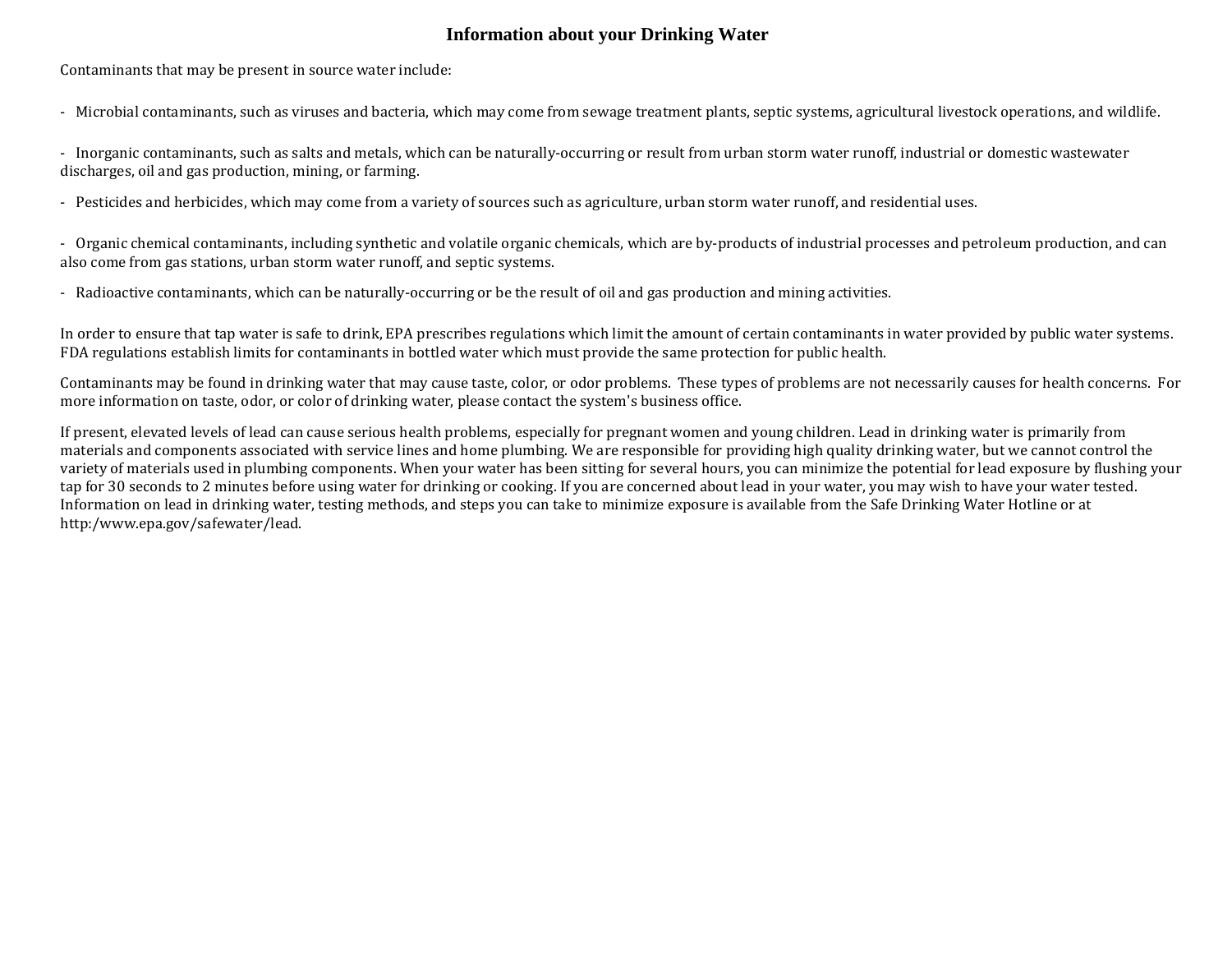# Information about your Drinking Water

Contaminants that may be present in source water include:

- Microbial contaminants, such as viruses and bacteria, which may come from sewage treatment plants, septic systems, agricultural livestock operations, and wildlife.

- Inorganic contaminants, such as salts and metals, which can be naturally-occurring or result from urban storm water runoff, industrial or domestic wastewater discharges, oil and gas production, mining, or farming.

- Pesticides and herbicides, which may come from a variety of sources such as agriculture, urban storm water runoff, and residential uses.

- Organic chemical contaminants, including synthetic and volatile organic chemicals, which are by-products of industrial processes and petroleum production, and can also come from gas stations, urban storm water runoff, and septic systems.

- Radioactive contaminants, which can be naturally-occurring or be the result of oil and gas production and mining activities.

In order to ensure that tap water is safe to drink, EPA prescribes regulations which limit the amount of certain contaminants in water provided by public water systems. FDA regulations establish limits for contaminants in bottled water which must provide the same protection for public health.

Contaminants may be found in drinking water that may cause taste, color, or odor problems. These types of problems are not necessarily causes for health concerns. For more information on taste, odor, or color of drinking water, please contact the system's business office.

If present, elevated levels of lead can cause serious health problems, especially for pregnant women and young children. Lead in drinking water is primarily from materials and components associated with service lines and home plumbing. We are responsible for providing high quality drinking water, but we cannot control the variety of materials used in plumbing components. When your water has been sitting for several hours, you can minimize the potential for lead exposure by flushing your tap for 30 seconds to 2 minutes before using water for drinking or cooking. If you are concerned about lead in your water, you may wish to have your water tested. Information on lead in drinking water, testing methods, and steps you can take to minimize exposure is available from the Safe Drinking Water Hotline or at http:/www.epa.gov/safewater/lead.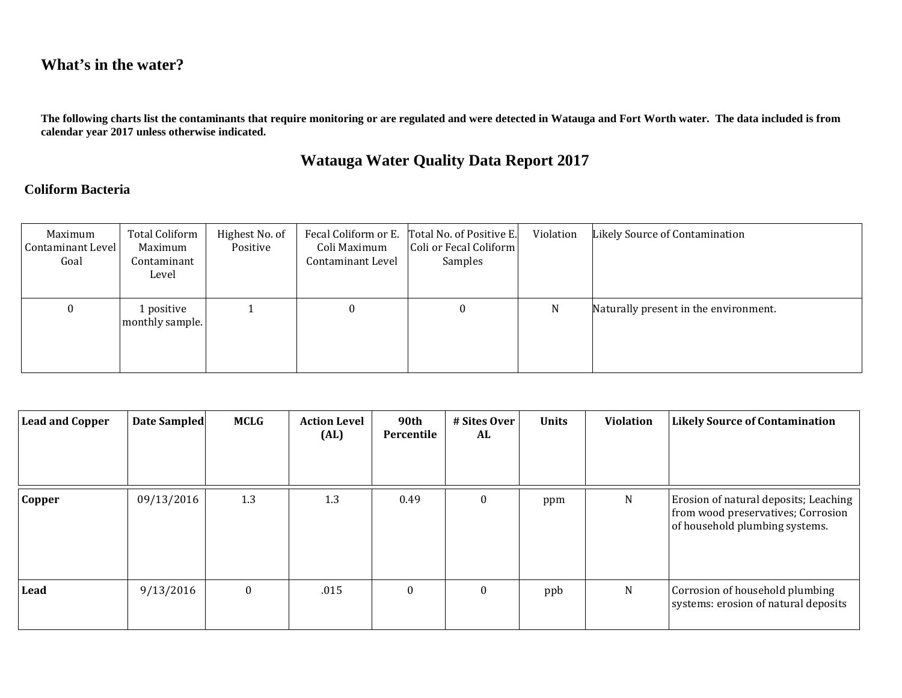## What's in the water?

**The following charts list the contaminants that require monitoring or are regulated and were detected in Watauga and Fort Worth water. The data included is from calendar year 2017 unless otherwise indicated.**

# Watauga Water Quality Data Report 2017

### Coliform Bacteria

| Maximum Contaminant Level Goal | Total Coliform Maximum Contaminant Level | Highest No. of Positive | Fecal Coliform or E. Coli Maximum Contaminant Level | Total No. of Positive E. Coli or Fecal Coliform Samples | Violation | Likely Source of Contamination |
|---|---|---|---|---|---|---|
| 0 | 1 positive monthly sample. | 1 | 0 | 0 | N | Naturally present in the environment. |

| **Lead and Copper** | **Date Sampled** | **MCLG** | **Action Level (AL)** | **90th Percentile** | **# Sites Over AL** | **Units** | **Violation** | **Likely Source of Contamination** |
|---|---|---|---|---|---|---|---|---|
| **Copper** | 09/13/2016 | 1.3 | 1.3 | 0.49 | 0 | ppm | N | Erosion of natural deposits; Leaching from wood preservatives; Corrosion of household plumbing systems. |
| **Lead** | 9/13/2016 | 0 | .015 | 0 | 0 | ppb | N | Corrosion of household plumbing systems: erosion of natural deposits |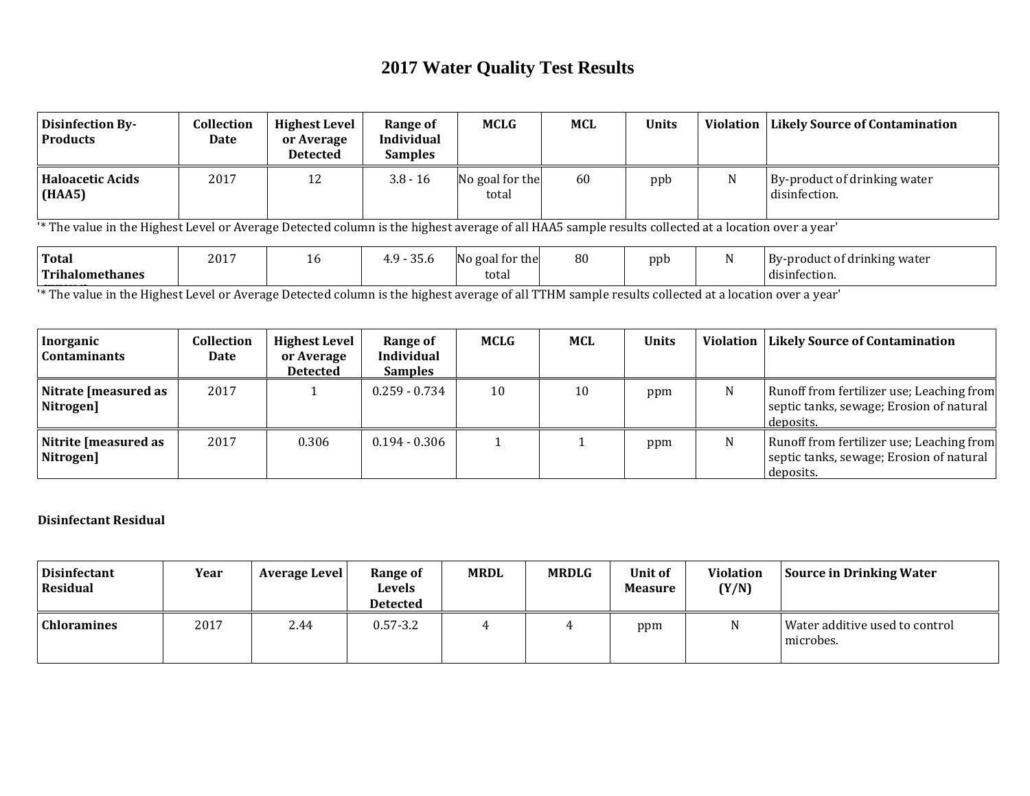# 2017 Water Quality Test Results

| Disinfection By-Products | Collection Date | Highest Level or Average Detected | Range of Individual Samples | MCLG | MCL | Units | Violation | Likely Source of Contamination |
|---|---|---|---|---|---|---|---|---|
| **Haloacetic Acids (HAA5)** | 2017 | 12 | 3.8 - 16 | No goal for the total | 60 | ppb | N | By-product of drinking water disinfection. |

'* The value in the Highest Level or Average Detected column is the highest average of all HAA5 sample results collected at a location over a year'

| Disinfection By-Products | Collection Date | Highest Level or Average Detected | Range of Individual Samples | MCLG | MCL | Units | Violation | Likely Source of Contamination |
|---|---|---|---|---|---|---|---|---|
| **Total Trihalomethanes (TTHM)** | 2017 | 16 | 4.9 - 35.6 | No goal for the total | 80 | ppb | N | By-product of drinking water disinfection. |

'* The value in the Highest Level or Average Detected column is the highest average of all TTHM sample results collected at a location over a year'

| Inorganic Contaminants | Collection Date | Highest Level or Average Detected | Range of Individual Samples | MCLG | MCL | Units | Violation | Likely Source of Contamination |
|---|---|---|---|---|---|---|---|---|
| **Nitrate [measured as Nitrogen]** | 2017 | 1 | 0.259 - 0.734 | 10 | 10 | ppm | N | Runoff from fertilizer use; Leaching from septic tanks, sewage; Erosion of natural deposits. |
| **Nitrite [measured as Nitrogen]** | 2017 | 0.306 | 0.194 - 0.306 | 1 | 1 | ppm | N | Runoff from fertilizer use; Leaching from septic tanks, sewage; Erosion of natural deposits. |

**Disinfectant Residual**

| Disinfectant Residual | Year | Average Level | Range of Levels Detected | MRDL | MRDLG | Unit of Measure | Violation (Y/N) | Source in Drinking Water |
|---|---|---|---|---|---|---|---|---|
| **Chloramines** | 2017 | 2.44 | 0.57-3.2 | 4 | 4 | ppm | N | Water additive used to control microbes. |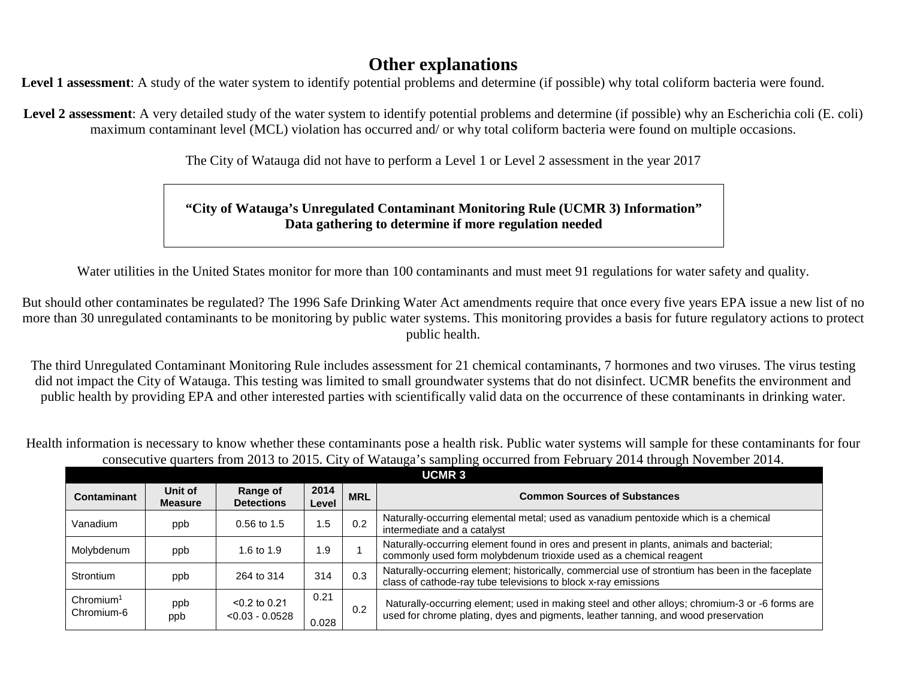# Other explanations

**Level 1 assessment**: A study of the water system to identify potential problems and determine (if possible) why total coliform bacteria were found.

**Level 2 assessment**: A very detailed study of the water system to identify potential problems and determine (if possible) why an Escherichia coli (E. coli) maximum contaminant level (MCL) violation has occurred and/ or why total coliform bacteria were found on multiple occasions.

The City of Watauga did not have to perform a Level 1 or Level 2 assessment in the year 2017

**"City of Watauga's Unregulated Contaminant Monitoring Rule (UCMR 3) Information"**
**Data gathering to determine if more regulation needed**

Water utilities in the United States monitor for more than 100 contaminants and must meet 91 regulations for water safety and quality.

But should other contaminates be regulated? The 1996 Safe Drinking Water Act amendments require that once every five years EPA issue a new list of no more than 30 unregulated contaminants to be monitoring by public water systems. This monitoring provides a basis for future regulatory actions to protect public health.

The third Unregulated Contaminant Monitoring Rule includes assessment for 21 chemical contaminants, 7 hormones and two viruses. The virus testing did not impact the City of Watauga. This testing was limited to small groundwater systems that do not disinfect. UCMR benefits the environment and public health by providing EPA and other interested parties with scientifically valid data on the occurrence of these contaminants in drinking water.

Health information is necessary to know whether these contaminants pose a health risk. Public water systems will sample for these contaminants for four consecutive quarters from 2013 to 2015. City of Watauga's sampling occurred from February 2014 through November 2014.

| UCMR 3 | | | | | |
|---|---|---|---|---|---|
| **Contaminant** | **Unit of Measure** | **Range of Detections** | **2014 Level** | **MRL** | **Common Sources of Substances** |
| Vanadium | ppb | 0.56 to 1.5 | 1.5 | 0.2 | Naturally-occurring elemental metal; used as vanadium pentoxide which is a chemical intermediate and a catalyst |
| Molybdenum | ppb | 1.6 to 1.9 | 1.9 | 1 | Naturally-occurring element found in ores and present in plants, animals and bacterial; commonly used form molybdenum trioxide used as a chemical reagent |
| Strontium | ppb | 264 to 314 | 314 | 0.3 | Naturally-occurring element; historically, commercial use of strontium has been in the faceplate class of cathode-ray tube televisions to block x-ray emissions |
| Chromium[1]<br>Chromium-6 | ppb<br>ppb | <0.2 to 0.21<br><0.03 - 0.0528 | 0.21<br>0.028 | 0.2 | Naturally-occurring element; used in making steel and other alloys; chromium-3 or -6 forms are used for chrome plating, dyes and pigments, leather tanning, and wood preservation |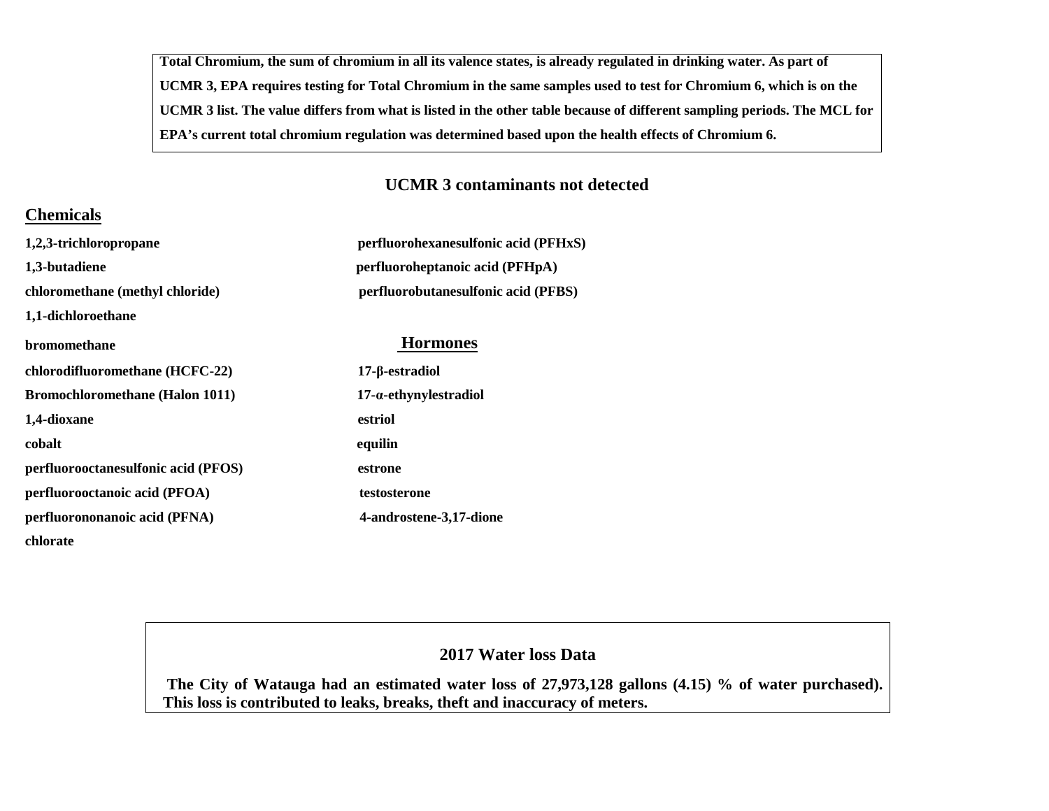**Total Chromium, the sum of chromium in all its valence states, is already regulated in drinking water. As part of UCMR 3, EPA requires testing for Total Chromium in the same samples used to test for Chromium 6, which is on the UCMR 3 list. The value differs from what is listed in the other table because of different sampling periods. The MCL for EPA's current total chromium regulation was determined based upon the health effects of Chromium 6.**

## UCMR 3 contaminants not detected

### Chemicals

**1,2,3-trichloropropane**
**1,3-butadiene**
**chloromethane (methyl chloride)**
**1,1-dichloroethane**
**bromomethane**
**chlorodifluoromethane (HCFC-22)**
**Bromochloromethane (Halon 1011)**
**1,4-dioxane**
**cobalt**
**perfluorooctanesulfonic acid (PFOS)**
**perfluorooctanoic acid (PFOA)**
**perfluorononanoic acid (PFNA)**
**chlorate**
**perfluorohexanesulfonic acid (PFHxS)**
**perfluoroheptanoic acid (PFHpA)**
**perfluorobutanesulfonic acid (PFBS)**

### Hormones

**17-β-estradiol**
**17-α-ethynylestradiol**
**estriol**
**equilin**
**estrone**
**testosterone**
**4-androstene-3,17-dione**

## 2017 Water loss Data

**The City of Watauga had an estimated water loss of 27,973,128 gallons (4.15) % of water purchased). This loss is contributed to leaks, breaks, theft and inaccuracy of meters.**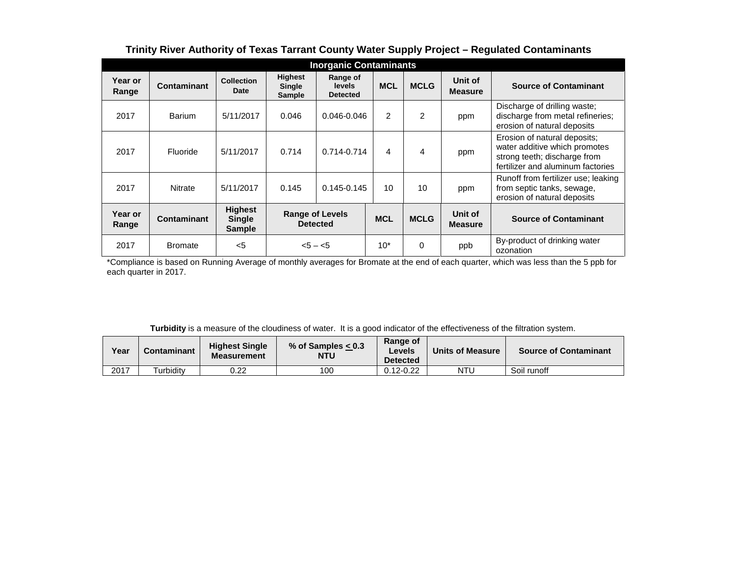## Trinity River Authority of Texas Tarrant County Water Supply Project – Regulated Contaminants

| Inorganic Contaminants | | | | | | | | |
|---|---|---|---|---|---|---|---|---|
| **Year or Range** | **Contaminant** | **Collection Date** | **Highest Single Sample** | **Range of levels Detected** | **MCL** | **MCLG** | **Unit of Measure** | **Source of Contaminant** |
| 2017 | Barium | 5/11/2017 | 0.046 | 0.046-0.046 | 2 | 2 | ppm | Discharge of drilling waste; discharge from metal refineries; erosion of natural deposits |
| 2017 | Fluoride | 5/11/2017 | 0.714 | 0.714-0.714 | 4 | 4 | ppm | Erosion of natural deposits; water additive which promotes strong teeth; discharge from fertilizer and aluminum factories |
| 2017 | Nitrate | 5/11/2017 | 0.145 | 0.145-0.145 | 10 | 10 | ppm | Runoff from fertilizer use; leaking from septic tanks, sewage, erosion of natural deposits |

| Year or Range | Contaminant | Highest Single Sample | Range of Levels Detected | MCL | MCLG | Unit of Measure | Source of Contaminant |
|---|---|---|---|---|---|---|---|
| 2017 | Bromate | <5 | <5 – <5 | 10* | 0 | ppb | By-product of drinking water ozonation |

*Compliance is based on Running Average of monthly averages for Bromate at the end of each quarter, which was less than the 5 ppb for each quarter in 2017.

**Turbidity** is a measure of the cloudiness of water. It is a good indicator of the effectiveness of the filtration system.

| Year | Contaminant | Highest Single Measurement | % of Samples $\leq$ 0.3 NTU | Range of Levels Detected | Units of Measure | Source of Contaminant |
|---|---|---|---|---|---|---|
| 2017 | Turbidity | 0.22 | 100 | 0.12-0.22 | NTU | Soil runoff |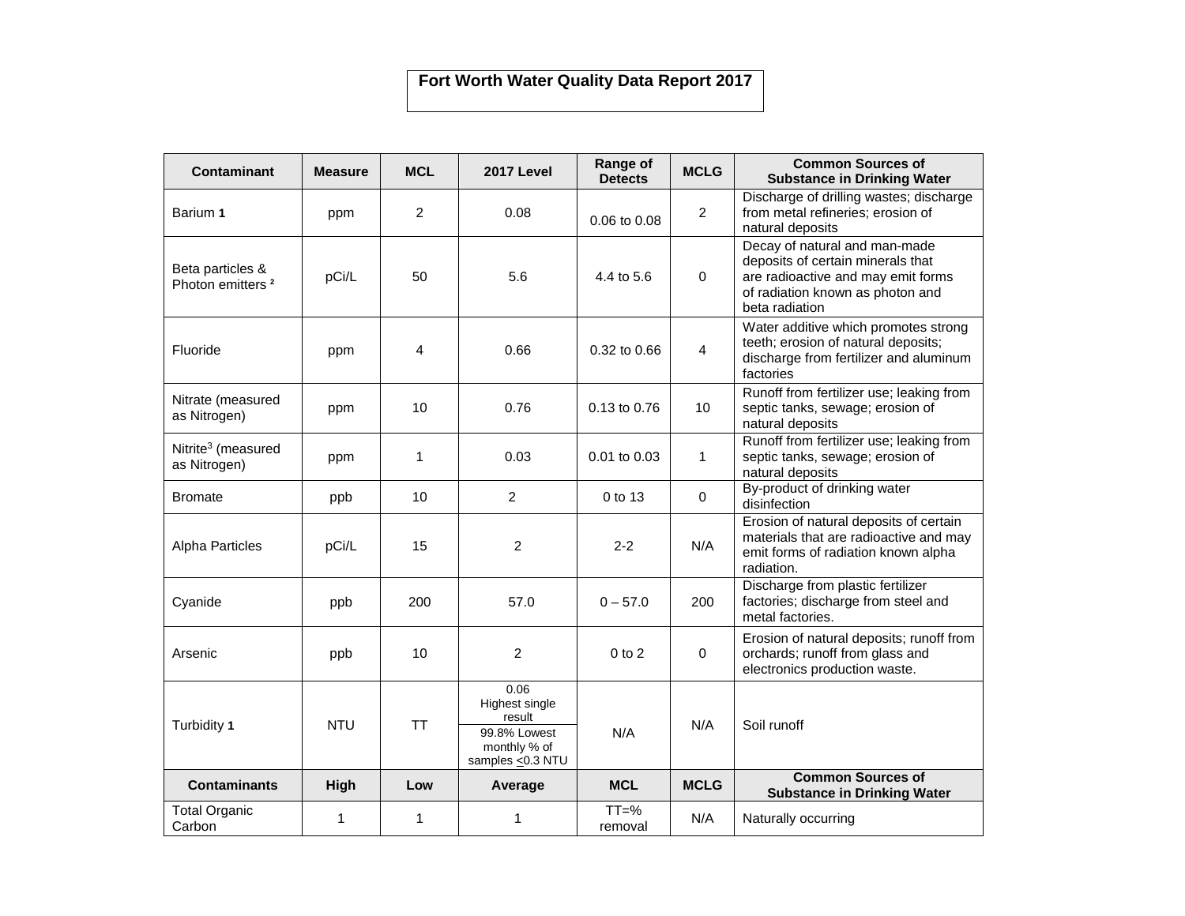# Fort Worth Water Quality Data Report 2017

| Contaminant | Measure | MCL | 2017 Level | Range of Detects | MCLG | Common Sources of Substance in Drinking Water |
|---|---|---|---|---|---|---|
| Barium 1 | ppm | 2 | 0.08 | 0.06 to 0.08 | 2 | Discharge of drilling wastes; discharge from metal refineries; erosion of natural deposits |
| Beta particles & Photon emitters 2 | pCi/L | 50 | 5.6 | 4.4 to 5.6 | 0 | Decay of natural and man-made deposits of certain minerals that are radioactive and may emit forms of radiation known as photon and beta radiation |
| Fluoride | ppm | 4 | 0.66 | 0.32 to 0.66 | 4 | Water additive which promotes strong teeth; erosion of natural deposits; discharge from fertilizer and aluminum factories |
| Nitrate (measured as Nitrogen) | ppm | 10 | 0.76 | 0.13 to 0.76 | 10 | Runoff from fertilizer use; leaking from septic tanks, sewage; erosion of natural deposits |
| Nitrite[3] (measured as Nitrogen) | ppm | 1 | 0.03 | 0.01 to 0.03 | 1 | Runoff from fertilizer use; leaking from septic tanks, sewage; erosion of natural deposits |
| Bromate | ppb | 10 | 2 | 0 to 13 | 0 | By-product of drinking water disinfection |
| Alpha Particles | pCi/L | 15 | 2 | 2-2 | N/A | Erosion of natural deposits of certain materials that are radioactive and may emit forms of radiation known alpha radiation. |
| Cyanide | ppb | 200 | 57.0 | 0 – 57.0 | 200 | Discharge from plastic fertilizer factories; discharge from steel and metal factories. |
| Arsenic | ppb | 10 | 2 | 0 to 2 | 0 | Erosion of natural deposits; runoff from orchards; runoff from glass and electronics production waste. |
| Turbidity 1 | NTU | TT | 0.06 Highest single result<br>99.8% Lowest monthly % of samples ≤0.3 NTU | N/A | N/A | Soil runoff |
| **Contaminants** | **High** | **Low** | **Average** | **MCL** | **MCLG** | **Common Sources of Substance in Drinking Water** |
| Total Organic Carbon | 1 | 1 | 1 | TT=% removal | N/A | Naturally occurring |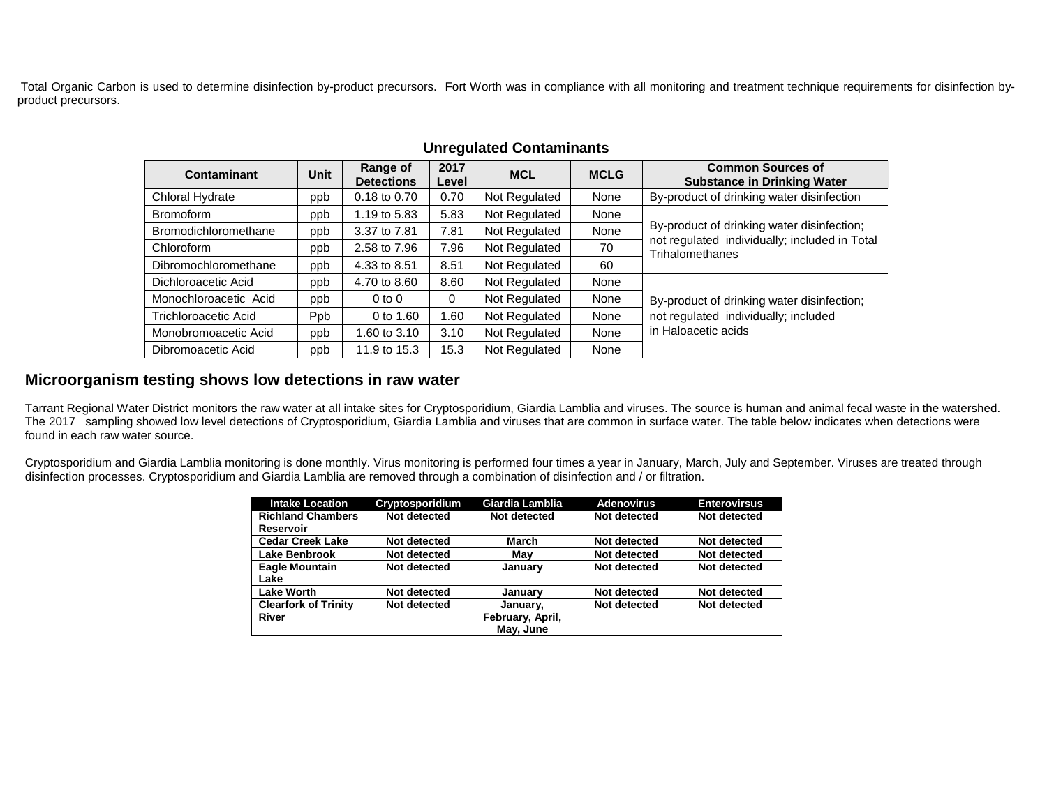Total Organic Carbon is used to determine disinfection by-product precursors. Fort Worth was in compliance with all monitoring and treatment technique requirements for disinfection by-product precursors.

### Unregulated Contaminants

| Contaminant | Unit | Range of Detections | 2017 Level | MCL | MCLG | Common Sources of Substance in Drinking Water |
|---|---|---|---|---|---|---|
| Chloral Hydrate | ppb | 0.18 to 0.70 | 0.70 | Not Regulated | None | By-product of drinking water disinfection |
| Bromoform | ppb | 1.19 to 5.83 | 5.83 | Not Regulated | None | By-product of drinking water disinfection; not regulated individually; included in Total Trihalomethanes |
| Bromodichloromethane | ppb | 3.37 to 7.81 | 7.81 | Not Regulated | None | |
| Chloroform | ppb | 2.58 to 7.96 | 7.96 | Not Regulated | 70 | |
| Dibromochloromethane | ppb | 4.33 to 8.51 | 8.51 | Not Regulated | 60 | |
| Dichloroacetic Acid | ppb | 4.70 to 8.60 | 8.60 | Not Regulated | None | By-product of drinking water disinfection; not regulated individually; included in Haloacetic acids |
| Monochloroacetic Acid | ppb | 0 to 0 | 0 | Not Regulated | None | |
| Trichloroacetic Acid | Ppb | 0 to 1.60 | 1.60 | Not Regulated | None | |
| Monobromoacetic Acid | ppb | 1.60 to 3.10 | 3.10 | Not Regulated | None | |
| Dibromoacetic Acid | ppb | 11.9 to 15.3 | 15.3 | Not Regulated | None | |

## Microorganism testing shows low detections in raw water

Tarrant Regional Water District monitors the raw water at all intake sites for Cryptosporidium, Giardia Lamblia and viruses. The source is human and animal fecal waste in the watershed. The 2017 sampling showed low level detections of Cryptosporidium, Giardia Lamblia and viruses that are common in surface water. The table below indicates when detections were found in each raw water source.

Cryptosporidium and Giardia Lamblia monitoring is done monthly. Virus monitoring is performed four times a year in January, March, July and September. Viruses are treated through disinfection processes. Cryptosporidium and Giardia Lamblia are removed through a combination of disinfection and / or filtration.

| Intake Location | Cryptosporidium | Giardia Lamblia | Adenovirus | Enterovirsus |
|---|---|---|---|---|
| **Richland Chambers Reservoir** | **Not detected** | **Not detected** | **Not detected** | **Not detected** |
| **Cedar Creek Lake** | **Not detected** | **March** | **Not detected** | **Not detected** |
| **Lake Benbrook** | **Not detected** | **May** | **Not detected** | **Not detected** |
| **Eagle Mountain Lake** | **Not detected** | **January** | **Not detected** | **Not detected** |
| **Lake Worth** | **Not detected** | **January** | **Not detected** | **Not detected** |
| **Clearfork of Trinity River** | **Not detected** | **January, February, April, May, June** | **Not detected** | **Not detected** |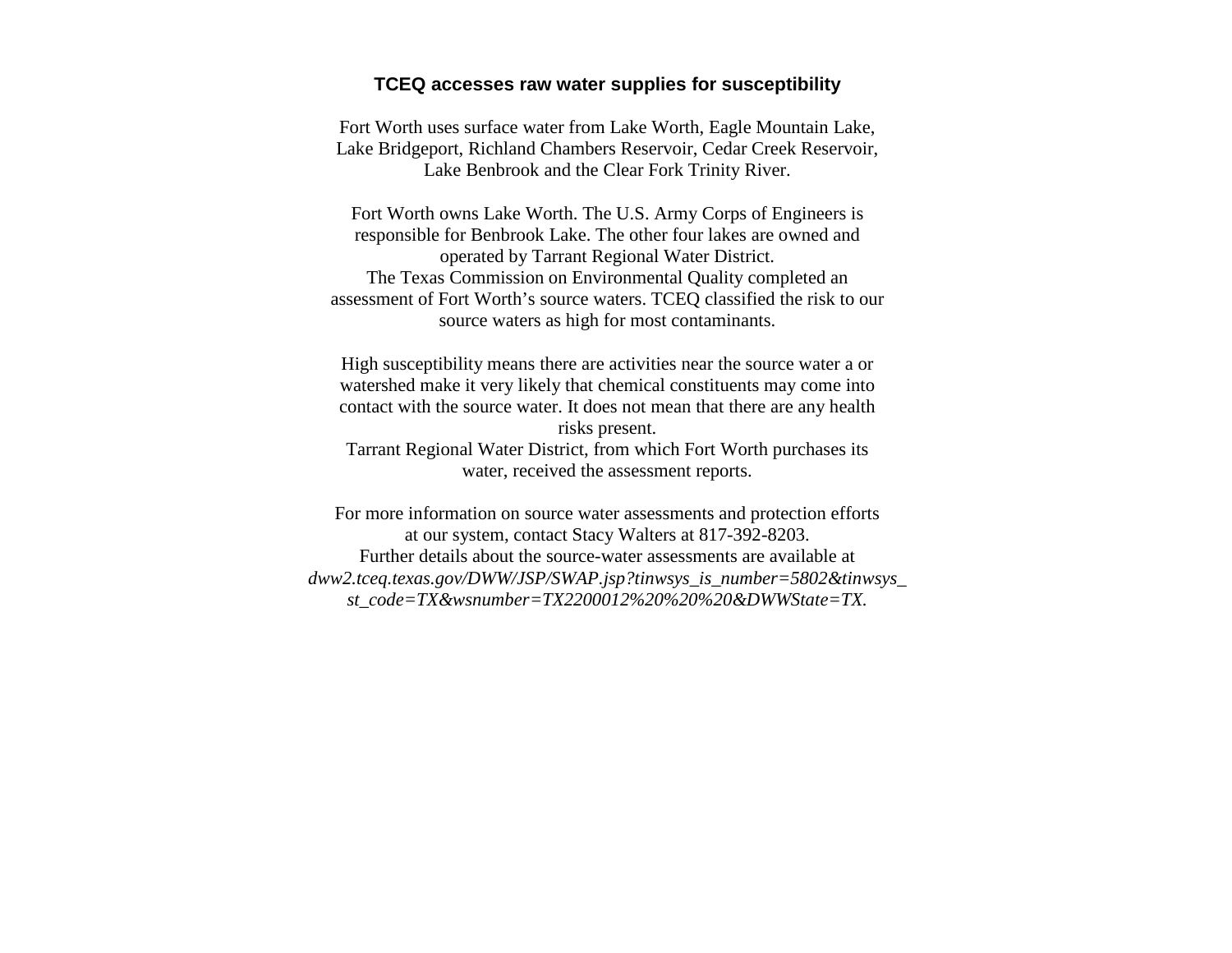## TCEQ accesses raw water supplies for susceptibility

Fort Worth uses surface water from Lake Worth, Eagle Mountain Lake, Lake Bridgeport, Richland Chambers Reservoir, Cedar Creek Reservoir, Lake Benbrook and the Clear Fork Trinity River.

Fort Worth owns Lake Worth. The U.S. Army Corps of Engineers is responsible for Benbrook Lake. The other four lakes are owned and operated by Tarrant Regional Water District.
The Texas Commission on Environmental Quality completed an assessment of Fort Worth's source waters. TCEQ classified the risk to our source waters as high for most contaminants.

High susceptibility means there are activities near the source water a or watershed make it very likely that chemical constituents may come into contact with the source water. It does not mean that there are any health risks present.
Tarrant Regional Water District, from which Fort Worth purchases its water, received the assessment reports.

For more information on source water assessments and protection efforts at our system, contact Stacy Walters at 817-392-8203.
Further details about the source-water assessments are available at *dww2.tceq.texas.gov/DWW/JSP/SWAP.jsp?tinwsys_is_number=5802&tinwsys_st_code=TX&wsnumber=TX2200012%20%20%20&DWWState=TX.*